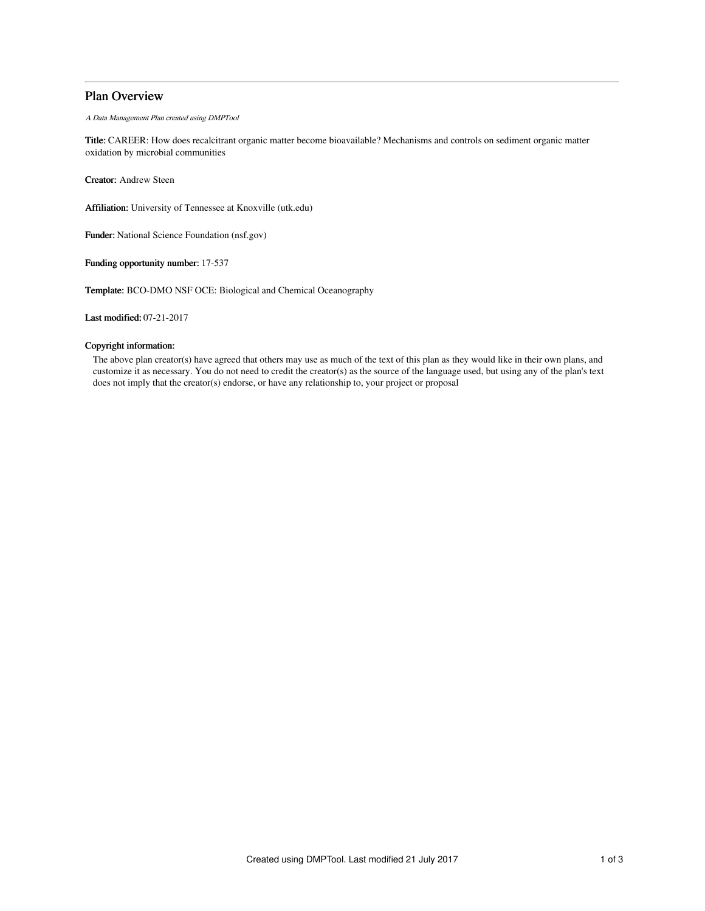# Plan Overview

*A Data Management Plan created using DMPTool*

**Title:** CAREER: How does recalcitrant organic matter become bioavailable? Mechanisms and controls on sediment organic matter oxidation by microbial communities

**Creator:** Andrew Steen

**Affiliation:** University of Tennessee at Knoxville (utk.edu)

**Funder:** National Science Foundation (nsf.gov)

**Funding opportunity number:** 17-537

**Template:** BCO-DMO NSF OCE: Biological and Chemical Oceanography

**Last modified:** 07-21-2017

**Copyright information:**

The above plan creator(s) have agreed that others may use as much of the text of this plan as they would like in their own plans, and customize it as necessary. You do not need to credit the creator(s) as the source of the language used, but using any of the plan's text does not imply that the creator(s) endorse, or have any relationship to, your project or proposal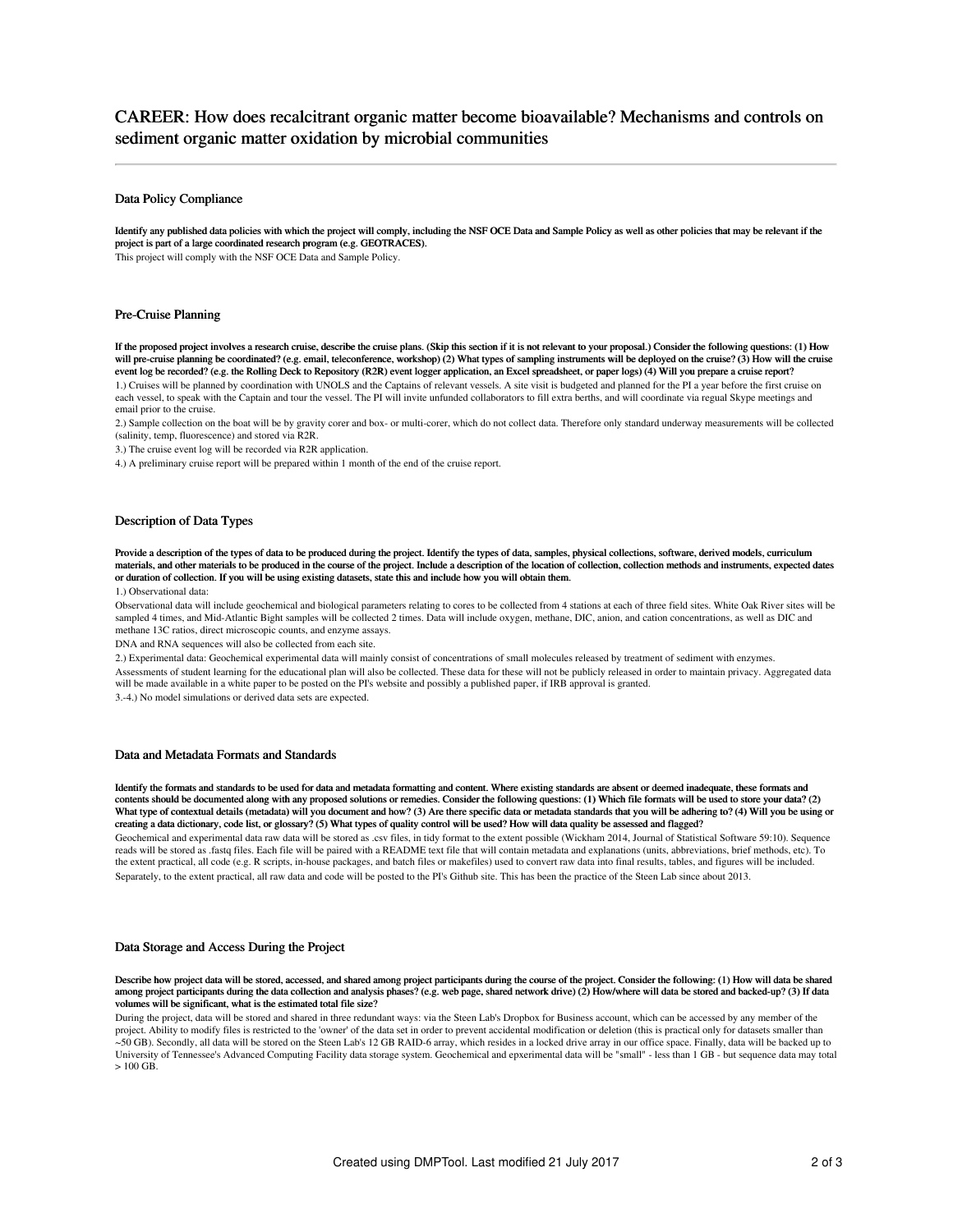# CAREER: How does recalcitrant organic matter become bioavailable? Mechanisms and controls on sediment organic matter oxidation by microbial communities

## Data Policy Compliance

**Identify any published data policies with which the project will comply, including the NSF OCE Data and Sample Policy as well as other policies that may be relevant if the project is part of a large coordinated research program (e.g. GEOTRACES).**

This project will comply with the NSF OCE Data and Sample Policy.

## Pre-Cruise Planning

**If the proposed project involves a research cruise, describe the cruise plans. (Skip this section if it is not relevant to your proposal.) Consider the following questions: (1) How will pre-cruise planning be coordinated? (e.g. email, teleconference, workshop) (2) What types of sampling instruments will be deployed on the cruise? (3) How will the cruise event log be recorded? (e.g. the Rolling Deck to Repository (R2R) event logger application, an Excel spreadsheet, or paper logs) (4) Will you prepare a cruise report?**

1.) Cruises will be planned by coordination with UNOLS and the Captains of relevant vessels. A site visit is budgeted and planned for the PI a year before the first cruise on each vessel, to speak with the Captain and tour the vessel. The PI will invite unfunded collaborators to fill extra berths, and will coordinate via regual Skype meetings and email prior to the cruise.

2.) Sample collection on the boat will be by gravity corer and box- or multi-corer, which do not collect data. Therefore only standard underway measurements will be collected (salinity, temp, fluorescence) and stored via R2R.

3.) The cruise event log will be recorded via R2R application.

4.) A preliminary cruise report will be prepared within 1 month of the end of the cruise report.

## Description of Data Types

**Provide a description of the types of data to be produced during the project. Identify the types of data, samples, physical collections, software, derived models, curriculum materials, and other materials to be produced in the course of the project. Include a description of the location of collection, collection methods and instruments, expected dates or duration of collection. If you will be using existing datasets, state this and include how you will obtain them.**

1.) Observational data:

Observational data will include geochemical and biological parameters relating to cores to be collected from 4 stations at each of three field sites. White Oak River sites will be sampled 4 times, and Mid-Atlantic Bight samples will be collected 2 times. Data will include oxygen, methane, DIC, anion, and cation concentrations, as well as DIC and methane 13C ratios, direct microscopic counts, and enzyme assays.

DNA and RNA sequences will also be collected from each site.

2.) Experimental data: Geochemical experimental data will mainly consist of concentrations of small molecules released by treatment of sediment with enzymes.

Assessments of student learning for the educational plan will also be collected. These data for these will not be publicly released in order to maintain privacy. Aggregated data will be made available in a white paper to be posted on the PI's website and possibly a published paper, if IRB approval is granted.

3.-4.) No model simulations or derived data sets are expected.

## Data and Metadata Formats and Standards

**Identify the formats and standards to be used for data and metadata formatting and content. Where existing standards are absent or deemed inadequate, these formats and contents should be documented along with any proposed solutions or remedies. Consider the following questions: (1) Which file formats will be used to store your data? (2) What type of contextual details (metadata) will you document and how? (3) Are there specific data or metadata standards that you will be adhering to? (4) Will you be using or creating a data dictionary, code list, or glossary? (5) What types of quality control will be used? How will data quality be assessed and flagged?**

Geochemical and experimental data raw data will be stored as .csv files, in tidy format to the extent possible (Wickham 2014, Journal of Statistical Software 59:10). Sequence reads will be stored as .fastq files. Each file will be paired with a README text file that will contain metadata and explanations (units, abbreviations, brief methods, etc). To the extent practical, all code (e.g. R scripts, in-house packages, and batch files or makefiles) used to convert raw data into final results, tables, and figures will be included.

Separately, to the extent practical, all raw data and code will be posted to the PI's Github site. This has been the practice of the Steen Lab since about 2013.

## Data Storage and Access During the Project

**Describe how project data will be stored, accessed, and shared among project participants during the course of the project. Consider the following: (1) How will data be shared among project participants during the data collection and analysis phases? (e.g. web page, shared network drive) (2) How/where will data be stored and backed-up? (3) If data volumes will be significant, what is the estimated total file size?**

During the project, data will be stored and shared in three redundant ways: via the Steen Lab's Dropbox for Business account, which can be accessed by any member of the project. Ability to modify files is restricted to the 'owner' of the data set in order to prevent accidental modification or deletion (this is practical only for datasets smaller than ~50 GB). Secondly, all data will be stored on the Steen Lab's 12 GB RAID-6 array, which resides in a locked drive array in our office space. Finally, data will be backed up to University of Tennessee's Advanced Computing Facility data storage system. Geochemical and epxerimental data will be "small" - less than 1 GB - but sequence data may total > 100 GB.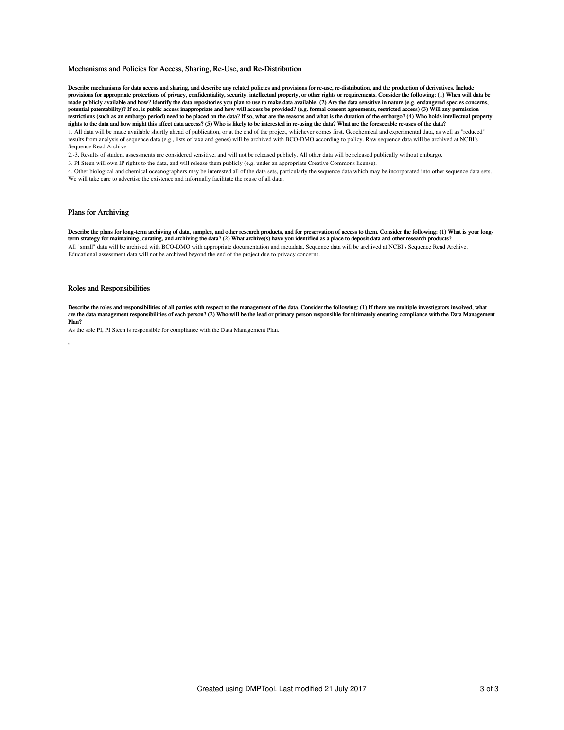## Mechanisms and Policies for Access, Sharing, Re-Use, and Re-Distribution

**Describe mechanisms for data access and sharing, and describe any related policies and provisions for re-use, re-distribution, and the production of derivatives. Include provisions for appropriate protections of privacy, confidentiality, security, intellectual property, or other rights or requirements. Consider the following: (1) When will data be made publicly available and how? Identify the data repositories you plan to use to make data available. (2) Are the data sensitive in nature (e.g. endangered species concerns, potential patentability)? If so, is public access inappropriate and how will access be provided? (e.g. formal consent agreements, restricted access) (3) Will any permission restrictions (such as an embargo period) need to be placed on the data? If so, what are the reasons and what is the duration of the embargo? (4) Who holds intellectual property rights to the data and how might this affect data access? (5) Who is likely to be interested in re-using the data? What are the foreseeable re-uses of the data?**

1. All data will be made available shortly ahead of publication, or at the end of the project, whichever comes first. Geochemical and experimental data, as well as "reduced" results from analysis of sequence data (e.g., lists of taxa and genes) will be archived with BCO-DMO according to policy. Raw sequence data will be archived at NCBI's Sequence Read Archive.

2.-3. Results of student assessments are considered sensitive, and will not be released publicly. All other data will be released publically without embargo.

3. PI Steen will own IP rights to the data, and will release them publicly (e.g. under an appropriate Creative Commons license).

4. Other biological and chemical oceanographers may be interested all of the data sets, particularly the sequence data which may be incorporated into other sequence data sets. We will take care to advertise the existence and informally facilitate the reuse of all data.

## Plans for Archiving

**Describe the plans for long-term archiving of data, samples, and other research products, and for preservation of access to them. Consider the following: (1) What is your long-term strategy for maintaining, curating, and archiving the data? (2) What archive(s) have you identified as a place to deposit data and other research products?**

All "small" data will be archived with BCO-DMO with appropriate documentation and metadata. Sequence data will be archived at NCBI's Sequence Read Archive. Educational assessment data will not be archived beyond the end of the project due to privacy concerns.

## Roles and Responsibilities

**Describe the roles and responsibilities of all parties with respect to the management of the data. Consider the following: (1) If there are multiple investigators involved, what are the data management responsibilities of each person? (2) Who will be the lead or primary person responsible for ultimately ensuring compliance with the Data Management Plan?**

As the sole PI, PI Steen is responsible for compliance with the Data Management Plan.